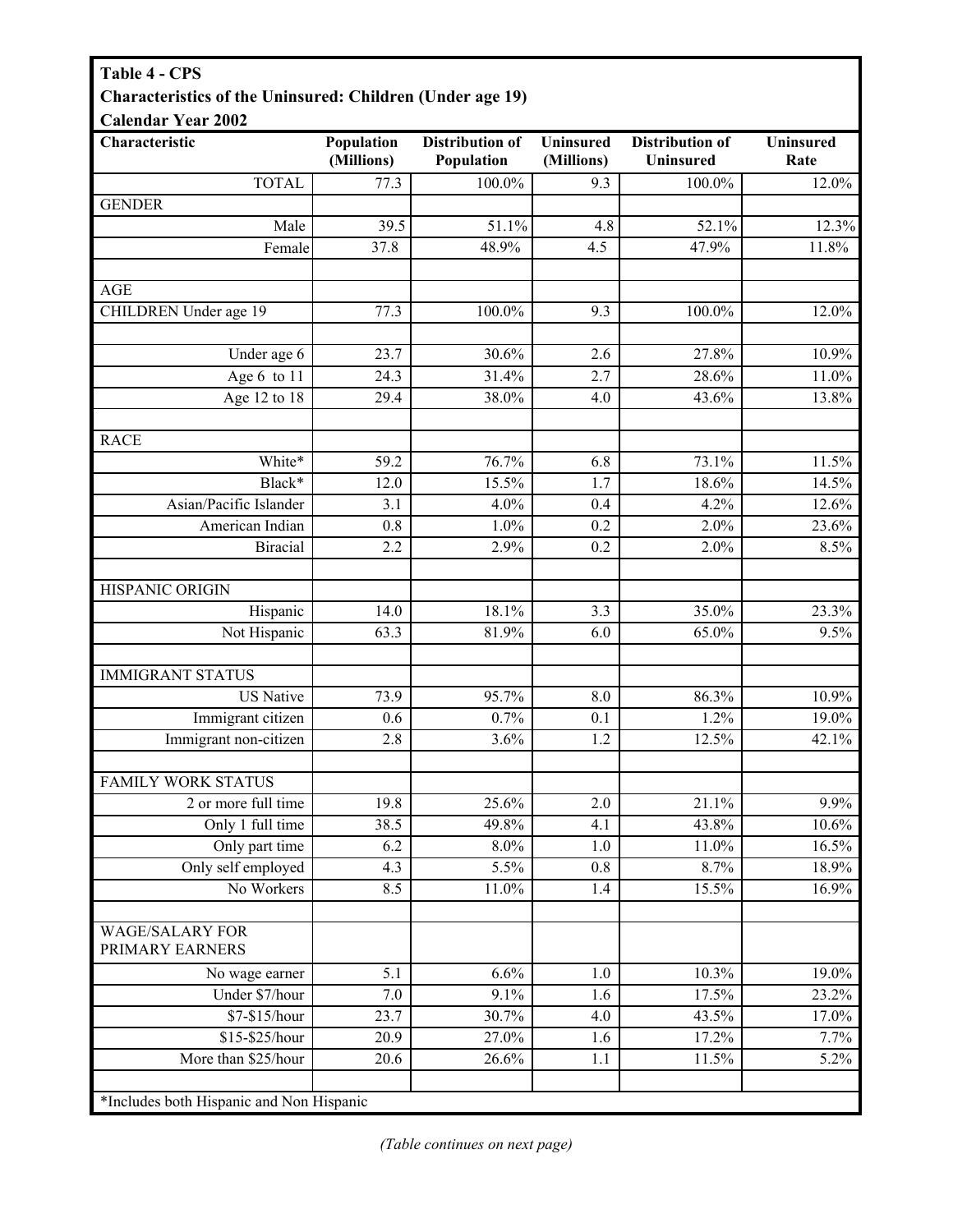**Table 4 - CPS**
**Characteristics of the Uninsured: Children (Under age 19)**
**Calendar Year 2002**

| Characteristic | Population (Millions) | Distribution of Population | Uninsured (Millions) | Distribution of Uninsured | Uninsured Rate |
|---|---|---|---|---|---|
| TOTAL | 77.3 | 100.0% | 9.3 | 100.0% | 12.0% |
| GENDER | | | | | |
| Male | 39.5 | 51.1% | 4.8 | 52.1% | 12.3% |
| Female | 37.8 | 48.9% | 4.5 | 47.9% | 11.8% |
| | | | | | |
| AGE | | | | | |
| CHILDREN Under age 19 | 77.3 | 100.0% | 9.3 | 100.0% | 12.0% |
| | | | | | |
| Under age 6 | 23.7 | 30.6% | 2.6 | 27.8% | 10.9% |
| Age 6 to 11 | 24.3 | 31.4% | 2.7 | 28.6% | 11.0% |
| Age 12 to 18 | 29.4 | 38.0% | 4.0 | 43.6% | 13.8% |
| | | | | | |
| RACE | | | | | |
| White* | 59.2 | 76.7% | 6.8 | 73.1% | 11.5% |
| Black* | 12.0 | 15.5% | 1.7 | 18.6% | 14.5% |
| Asian/Pacific Islander | 3.1 | 4.0% | 0.4 | 4.2% | 12.6% |
| American Indian | 0.8 | 1.0% | 0.2 | 2.0% | 23.6% |
| Biracial | 2.2 | 2.9% | 0.2 | 2.0% | 8.5% |
| | | | | | |
| HISPANIC ORIGIN | | | | | |
| Hispanic | 14.0 | 18.1% | 3.3 | 35.0% | 23.3% |
| Not Hispanic | 63.3 | 81.9% | 6.0 | 65.0% | 9.5% |
| | | | | | |
| IMMIGRANT STATUS | | | | | |
| US Native | 73.9 | 95.7% | 8.0 | 86.3% | 10.9% |
| Immigrant citizen | 0.6 | 0.7% | 0.1 | 1.2% | 19.0% |
| Immigrant non-citizen | 2.8 | 3.6% | 1.2 | 12.5% | 42.1% |
| | | | | | |
| FAMILY WORK STATUS | | | | | |
| 2 or more full time | 19.8 | 25.6% | 2.0 | 21.1% | 9.9% |
| Only 1 full time | 38.5 | 49.8% | 4.1 | 43.8% | 10.6% |
| Only part time | 6.2 | 8.0% | 1.0 | 11.0% | 16.5% |
| Only self employed | 4.3 | 5.5% | 0.8 | 8.7% | 18.9% |
| No Workers | 8.5 | 11.0% | 1.4 | 15.5% | 16.9% |
| | | | | | |
| WAGE/SALARY FOR PRIMARY EARNERS | | | | | |
| No wage earner | 5.1 | 6.6% | 1.0 | 10.3% | 19.0% |
| Under $7/hour | 7.0 | 9.1% | 1.6 | 17.5% | 23.2% |
| $7-$15/hour | 23.7 | 30.7% | 4.0 | 43.5% | 17.0% |
| $15-$25/hour | 20.9 | 27.0% | 1.6 | 17.2% | 7.7% |
| More than $25/hour | 20.6 | 26.6% | 1.1 | 11.5% | 5.2% |

*Includes both Hispanic and Non Hispanic

*(Table continues on next page)*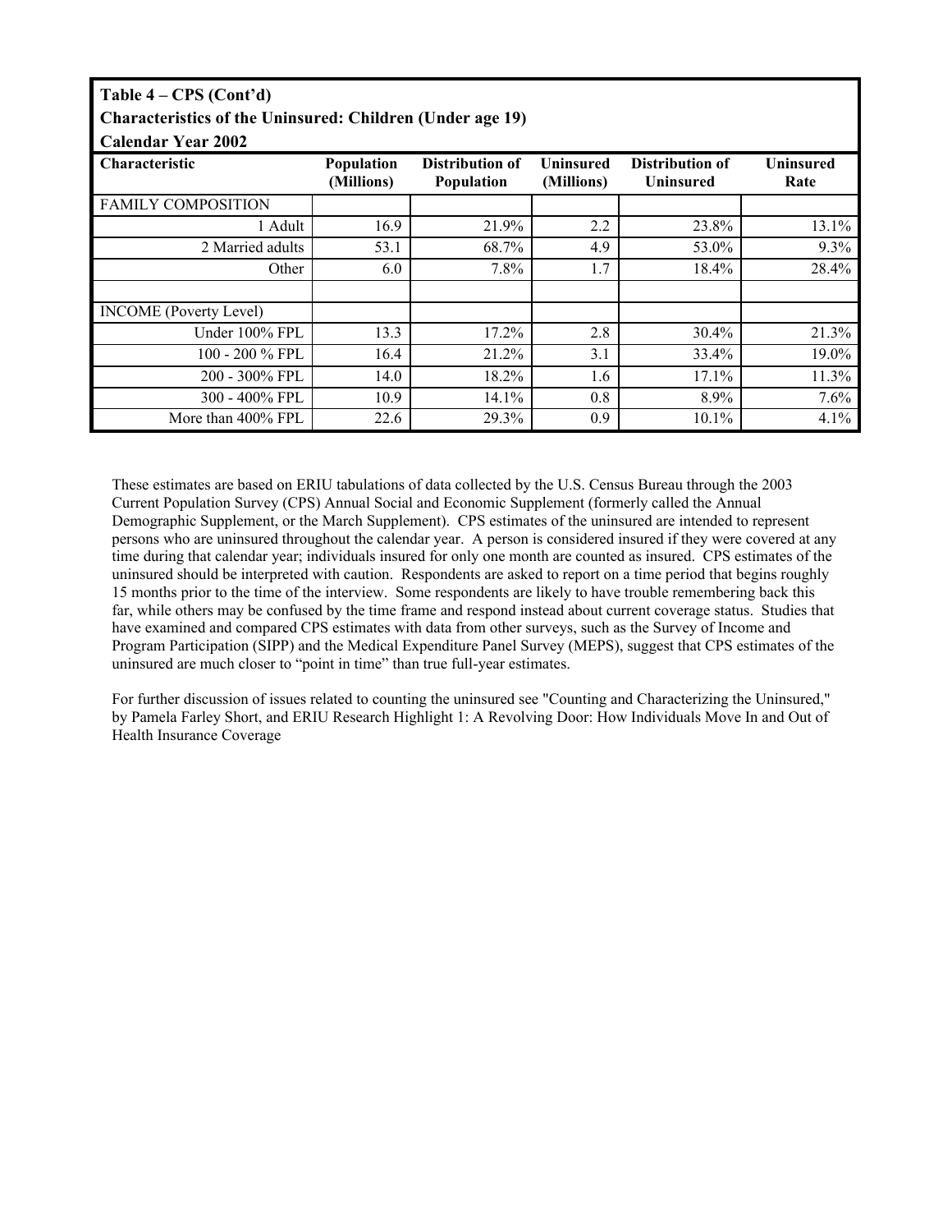**Table 4 – CPS (Cont'd)**
**Characteristics of the Uninsured: Children (Under age 19)**
**Calendar Year 2002**

| Characteristic | Population (Millions) | Distribution of Population | Uninsured (Millions) | Distribution of Uninsured | Uninsured Rate |
|---|---|---|---|---|---|
| FAMILY COMPOSITION | | | | | |
| 1 Adult | 16.9 | 21.9% | 2.2 | 23.8% | 13.1% |
| 2 Married adults | 53.1 | 68.7% | 4.9 | 53.0% | 9.3% |
| Other | 6.0 | 7.8% | 1.7 | 18.4% | 28.4% |
| | | | | | |
| INCOME (Poverty Level) | | | | | |
| Under 100% FPL | 13.3 | 17.2% | 2.8 | 30.4% | 21.3% |
| 100 - 200 % FPL | 16.4 | 21.2% | 3.1 | 33.4% | 19.0% |
| 200 - 300% FPL | 14.0 | 18.2% | 1.6 | 17.1% | 11.3% |
| 300 - 400% FPL | 10.9 | 14.1% | 0.8 | 8.9% | 7.6% |
| More than 400% FPL | 22.6 | 29.3% | 0.9 | 10.1% | 4.1% |

These estimates are based on ERIU tabulations of data collected by the U.S. Census Bureau through the 2003 Current Population Survey (CPS) Annual Social and Economic Supplement (formerly called the Annual Demographic Supplement, or the March Supplement). CPS estimates of the uninsured are intended to represent persons who are uninsured throughout the calendar year. A person is considered insured if they were covered at any time during that calendar year; individuals insured for only one month are counted as insured. CPS estimates of the uninsured should be interpreted with caution. Respondents are asked to report on a time period that begins roughly 15 months prior to the time of the interview. Some respondents are likely to have trouble remembering back this far, while others may be confused by the time frame and respond instead about current coverage status. Studies that have examined and compared CPS estimates with data from other surveys, such as the Survey of Income and Program Participation (SIPP) and the Medical Expenditure Panel Survey (MEPS), suggest that CPS estimates of the uninsured are much closer to "point in time" than true full-year estimates.

For further discussion of issues related to counting the uninsured see "Counting and Characterizing the Uninsured," by Pamela Farley Short, and ERIU Research Highlight 1: A Revolving Door: How Individuals Move In and Out of Health Insurance Coverage